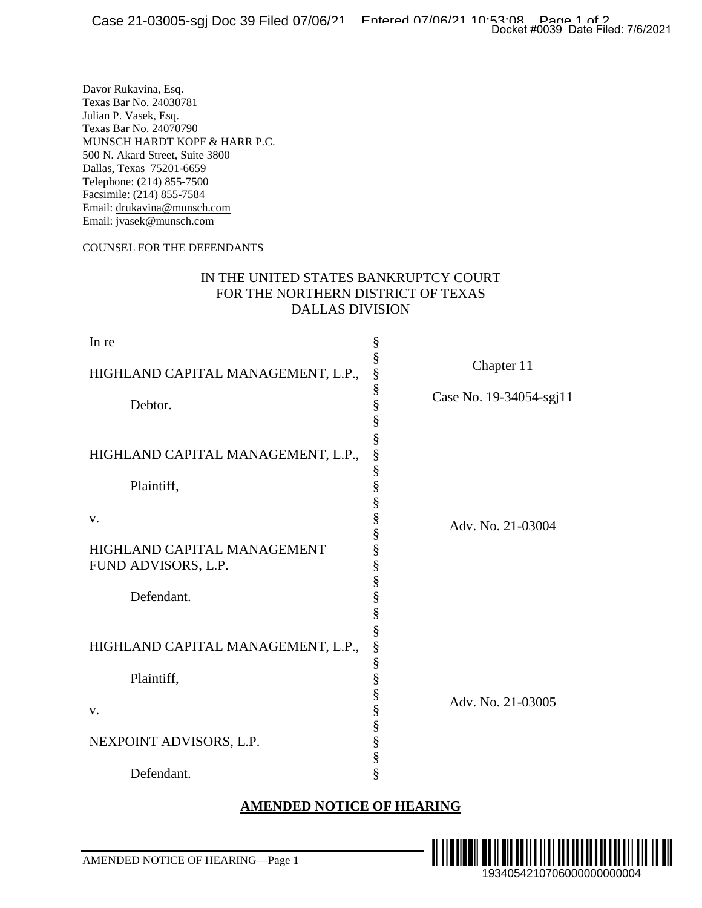Davor Rukavina, Esq.
Texas Bar No. 24030781
Julian P. Vasek, Esq.
Texas Bar No. 24070790
MUNSCH HARDT KOPF & HARR P.C.
500 N. Akard Street, Suite 3800
Dallas, Texas 75201-6659
Telephone: (214) 855-7500
Facsimile: (214) 855-7584
Email: drukavina@munsch.com
Email: jvasek@munsch.com

COUNSEL FOR THE DEFENDANTS

IN THE UNITED STATES BANKRUPTCY COURT
FOR THE NORTHERN DISTRICT OF TEXAS
DALLAS DIVISION

| | | |
|---|---|---|
| In re<br><br>HIGHLAND CAPITAL MANAGEMENT, L.P.,<br><br>Debtor. | § | Chapter 11<br><br>Case No. 19-34054-sgj11 |
| HIGHLAND CAPITAL MANAGEMENT, L.P.,<br><br>Plaintiff,<br><br>v.<br><br>HIGHLAND CAPITAL MANAGEMENT FUND ADVISORS, L.P.<br><br>Defendant. | § | Adv. No. 21-03004 |
| HIGHLAND CAPITAL MANAGEMENT, L.P.,<br><br>Plaintiff,<br><br>v.<br><br>NEXPOINT ADVISORS, L.P.<br><br>Defendant. | § | Adv. No. 21-03005 |

**AMENDED NOTICE OF HEARING**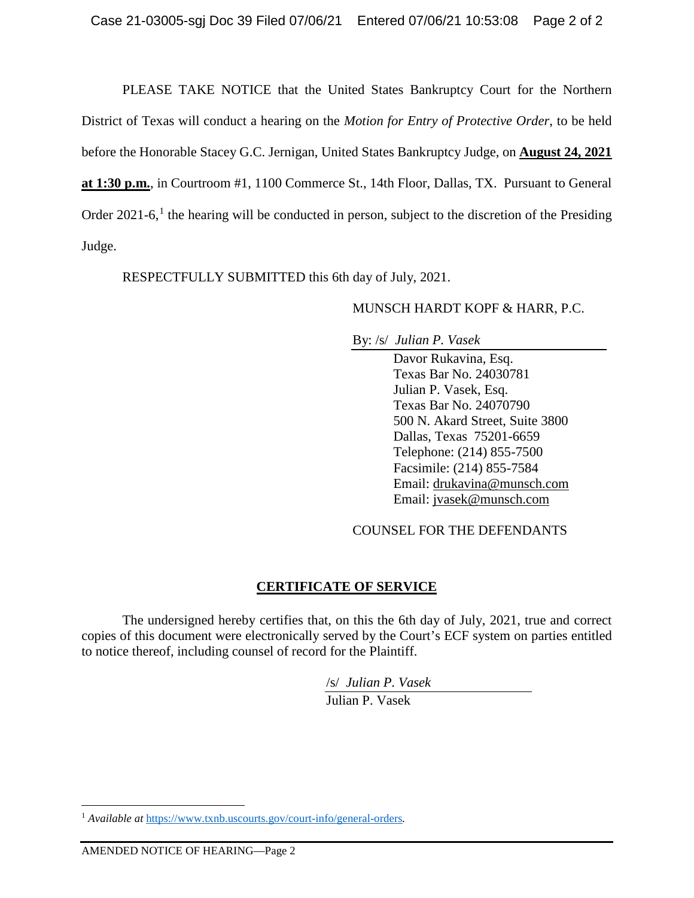PLEASE TAKE NOTICE that the United States Bankruptcy Court for the Northern District of Texas will conduct a hearing on the *Motion for Entry of Protective Order*, to be held before the Honorable Stacey G.C. Jernigan, United States Bankruptcy Judge, on **August 24, 2021 at 1:30 p.m.**, in Courtroom #1, 1100 Commerce St., 14th Floor, Dallas, TX. Pursuant to General Order 2021-6,[1] the hearing will be conducted in person, subject to the discretion of the Presiding Judge.

RESPECTFULLY SUBMITTED this 6th day of July, 2021.

MUNSCH HARDT KOPF & HARR, P.C.

By: /s/ *Julian P. Vasek*

Davor Rukavina, Esq.
Texas Bar No. 24030781
Julian P. Vasek, Esq.
Texas Bar No. 24070790
500 N. Akard Street, Suite 3800
Dallas, Texas 75201-6659
Telephone: (214) 855-7500
Facsimile: (214) 855-7584
Email: drukavina@munsch.com
Email: jvasek@munsch.com

COUNSEL FOR THE DEFENDANTS

## CERTIFICATE OF SERVICE

The undersigned hereby certifies that, on this the 6th day of July, 2021, true and correct copies of this document were electronically served by the Court's ECF system on parties entitled to notice thereof, including counsel of record for the Plaintiff.

/s/ *Julian P. Vasek*
Julian P. Vasek

[1] *Available at* https://www.txnb.uscourts.gov/court-info/general-orders.

AMENDED NOTICE OF HEARING—Page 2